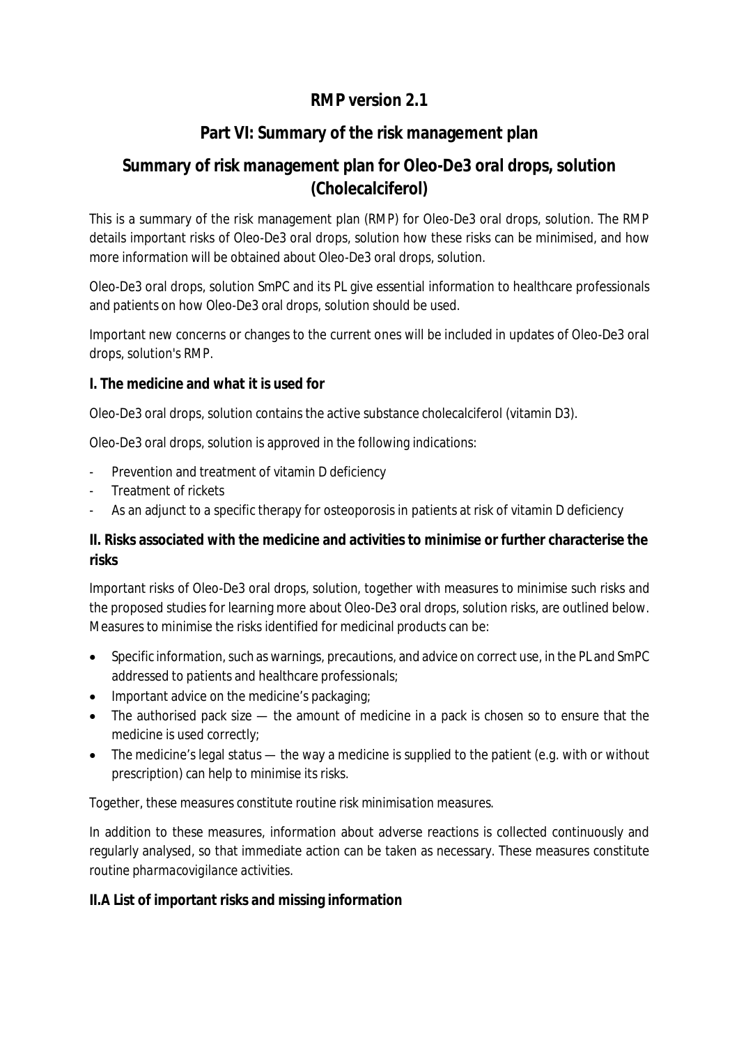# RMP version 2.1

## Part VI: Summary of the risk management plan

## Summary of risk management plan for Oleo-De3 oral drops, solution (Cholecalciferol)

This is a summary of the risk management plan (RMP) for Oleo-De3 oral drops, solution. The RMP details important risks of Oleo-De3 oral drops, solution how these risks can be minimised, and how more information will be obtained about Oleo-De3 oral drops, solution.

Oleo-De3 oral drops, solution SmPC and its PL give essential information to healthcare professionals and patients on how Oleo-De3 oral drops, solution should be used.

Important new concerns or changes to the current ones will be included in updates of Oleo-De3 oral drops, solution's RMP.

### I. The medicine and what it is used for

Oleo-De3 oral drops, solution contains the active substance cholecalciferol (vitamin D3).

Oleo-De3 oral drops, solution is approved in the following indications:

- Prevention and treatment of vitamin D deficiency
- Treatment of rickets
- As an adjunct to a specific therapy for osteoporosis in patients at risk of vitamin D deficiency

### II. Risks associated with the medicine and activities to minimise or further characterise the risks

Important risks of Oleo-De3 oral drops, solution, together with measures to minimise such risks and the proposed studies for learning more about Oleo-De3 oral drops, solution risks, are outlined below. Measures to minimise the risks identified for medicinal products can be:

- Specific information, such as warnings, precautions, and advice on correct use, in the PL and SmPC addressed to patients and healthcare professionals;
- Important advice on the medicine's packaging;
- The authorised pack size — the amount of medicine in a pack is chosen so to ensure that the medicine is used correctly;
- The medicine's legal status — the way a medicine is supplied to the patient (e.g. with or without prescription) can help to minimise its risks.

Together, these measures constitute *routine risk minimisation* measures.

In addition to these measures, information about adverse reactions is collected continuously and regularly analysed, so that immediate action can be taken as necessary. These measures constitute *routine pharmacovigilance activities*.

### II.A List of important risks and missing information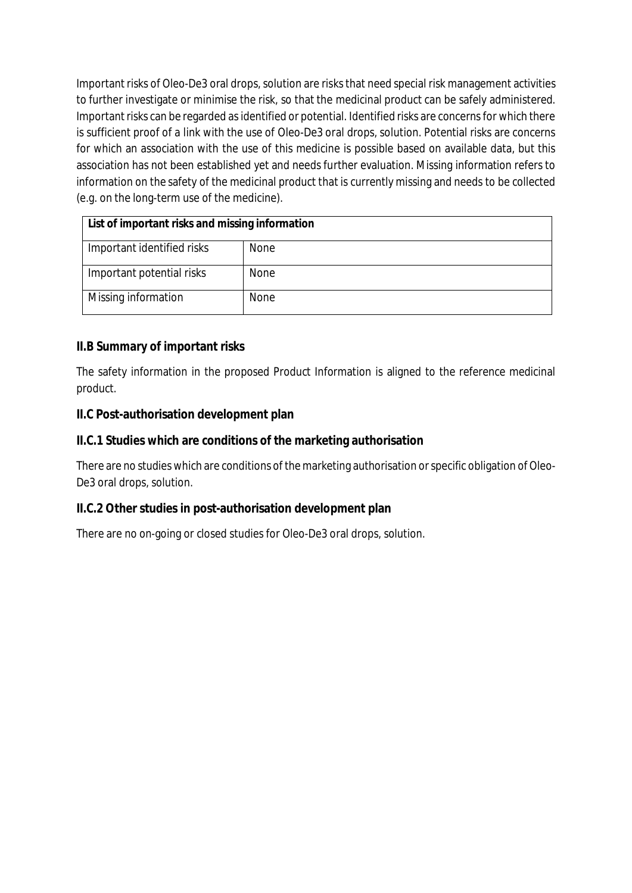Important risks of Oleo-De3 oral drops, solution are risks that need special risk management activities to further investigate or minimise the risk, so that the medicinal product can be safely administered. Important risks can be regarded as identified or potential. Identified risks are concerns for which there is sufficient proof of a link with the use of Oleo-De3 oral drops, solution. Potential risks are concerns for which an association with the use of this medicine is possible based on available data, but this association has not been established yet and needs further evaluation. Missing information refers to information on the safety of the medicinal product that is currently missing and needs to be collected (e.g. on the long-term use of the medicine).

| **List of important risks and missing information** | |
|---|---|
| Important identified risks | None |
| Important potential risks | None |
| Missing information | None |

## II.B Summary of important risks

The safety information in the proposed Product Information is aligned to the reference medicinal product.

## II.C Post-authorisation development plan

### II.C.1 Studies which are conditions of the marketing authorisation

There are no studies which are conditions of the marketing authorisation or specific obligation of Oleo-De3 oral drops, solution.

### II.C.2 Other studies in post-authorisation development plan

There are no on-going or closed studies for Oleo-De3 oral drops, solution.